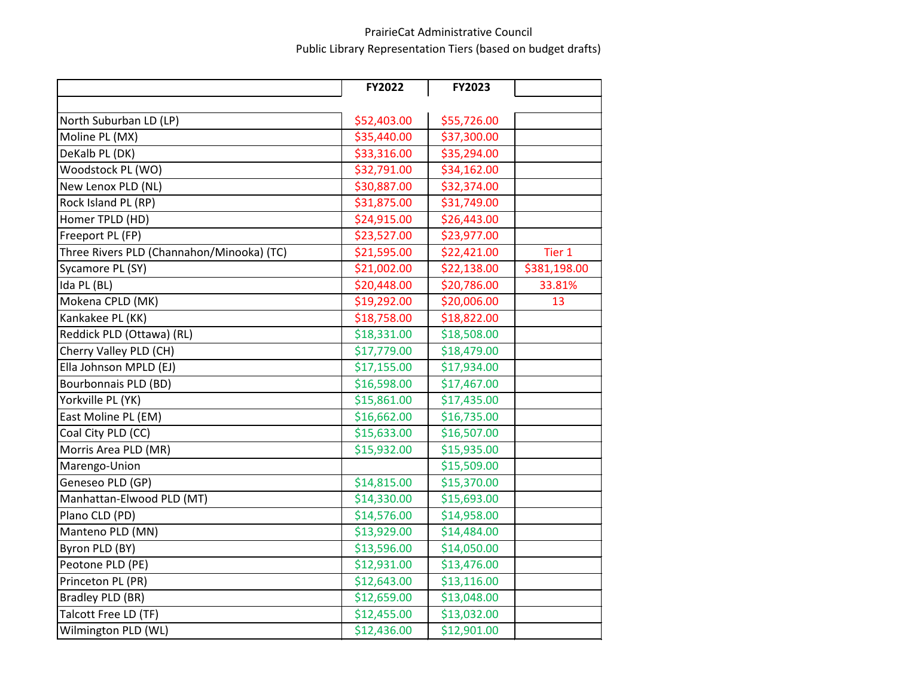PrairieCat Administrative Council

Public Library Representation Tiers (based on budget drafts)

| | FY2022 | FY2023 | |
|---|---|---|---|
| | | | |
| North Suburban LD (LP) | $52,403.00 | $55,726.00 | |
| Moline PL (MX) | $35,440.00 | $37,300.00 | |
| DeKalb PL (DK) | $33,316.00 | $35,294.00 | |
| Woodstock PL (WO) | $32,791.00 | $34,162.00 | |
| New Lenox PLD (NL) | $30,887.00 | $32,374.00 | |
| Rock Island PL (RP) | $31,875.00 | $31,749.00 | |
| Homer TPLD (HD) | $24,915.00 | $26,443.00 | |
| Freeport PL (FP) | $23,527.00 | $23,977.00 | |
| Three Rivers PLD (Channahon/Minooka) (TC) | $21,595.00 | $22,421.00 | Tier 1 |
| Sycamore PL (SY) | $21,002.00 | $22,138.00 | $381,198.00 |
| Ida PL (BL) | $20,448.00 | $20,786.00 | 33.81% |
| Mokena CPLD (MK) | $19,292.00 | $20,006.00 | 13 |
| Kankakee PL (KK) | $18,758.00 | $18,822.00 | |
| Reddick PLD (Ottawa) (RL) | $18,331.00 | $18,508.00 | |
| Cherry Valley PLD (CH) | $17,779.00 | $18,479.00 | |
| Ella Johnson MPLD (EJ) | $17,155.00 | $17,934.00 | |
| Bourbonnais PLD (BD) | $16,598.00 | $17,467.00 | |
| Yorkville PL (YK) | $15,861.00 | $17,435.00 | |
| East Moline PL (EM) | $16,662.00 | $16,735.00 | |
| Coal City PLD (CC) | $15,633.00 | $16,507.00 | |
| Morris Area PLD (MR) | $15,932.00 | $15,935.00 | |
| Marengo-Union | | $15,509.00 | |
| Geneseo PLD (GP) | $14,815.00 | $15,370.00 | |
| Manhattan-Elwood PLD (MT) | $14,330.00 | $15,693.00 | |
| Plano CLD (PD) | $14,576.00 | $14,958.00 | |
| Manteno PLD (MN) | $13,929.00 | $14,484.00 | |
| Byron PLD (BY) | $13,596.00 | $14,050.00 | |
| Peotone PLD (PE) | $12,931.00 | $13,476.00 | |
| Princeton PL (PR) | $12,643.00 | $13,116.00 | |
| Bradley PLD (BR) | $12,659.00 | $13,048.00 | |
| Talcott Free LD (TF) | $12,455.00 | $13,032.00 | |
| Wilmington PLD (WL) | $12,436.00 | $12,901.00 | |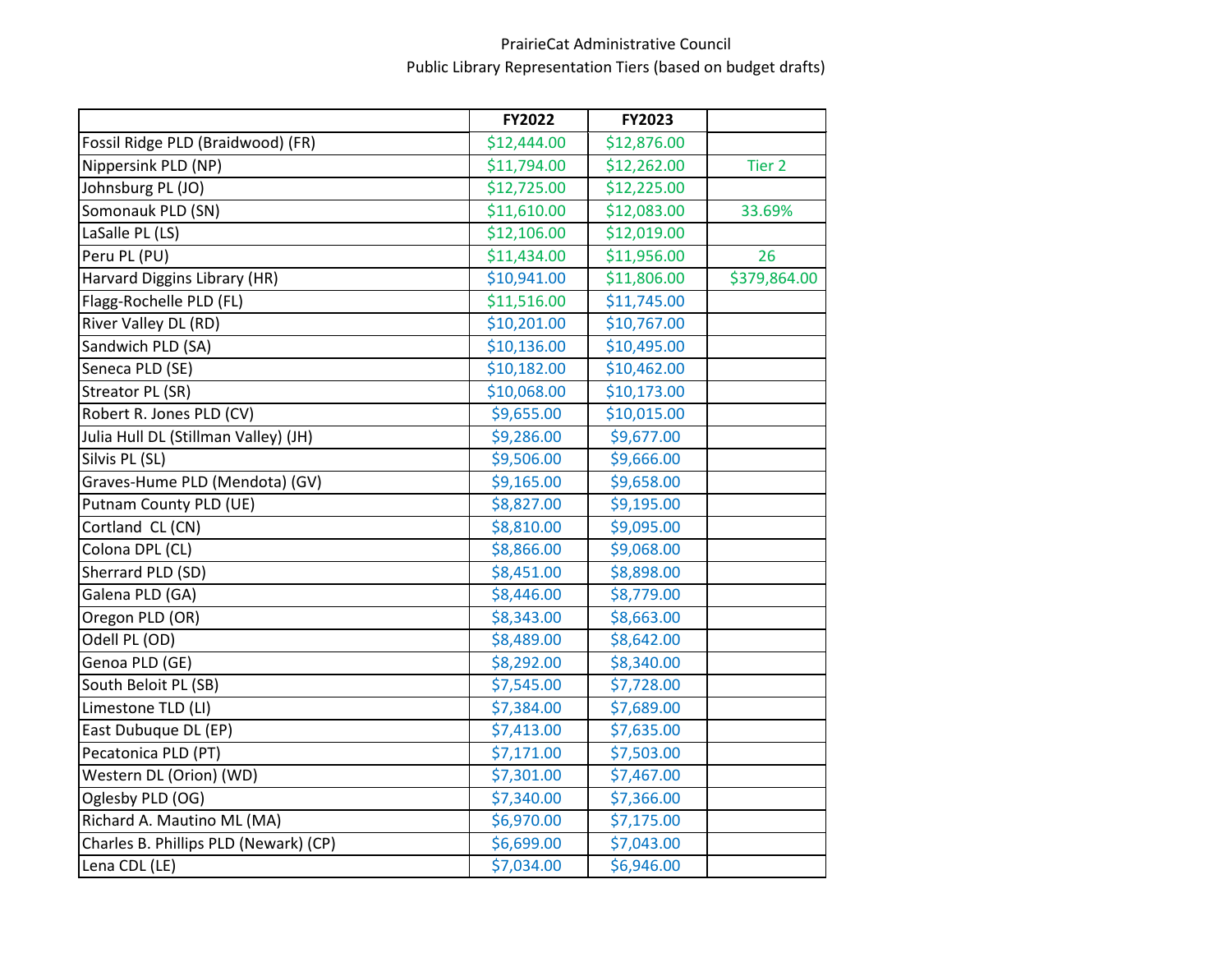PrairieCat Administrative Council

Public Library Representation Tiers (based on budget drafts)

| | FY2022 | FY2023 | |
|---|---|---|---|
| Fossil Ridge PLD (Braidwood) (FR) | $12,444.00 | $12,876.00 | |
| Nippersink PLD (NP) | $11,794.00 | $12,262.00 | Tier 2 |
| Johnsburg PL (JO) | $12,725.00 | $12,225.00 | |
| Somonauk PLD (SN) | $11,610.00 | $12,083.00 | 33.69% |
| LaSalle PL (LS) | $12,106.00 | $12,019.00 | |
| Peru PL (PU) | $11,434.00 | $11,956.00 | 26 |
| Harvard Diggins Library (HR) | $10,941.00 | $11,806.00 | $379,864.00 |
| Flagg-Rochelle PLD (FL) | $11,516.00 | $11,745.00 | |
| River Valley DL (RD) | $10,201.00 | $10,767.00 | |
| Sandwich PLD (SA) | $10,136.00 | $10,495.00 | |
| Seneca PLD (SE) | $10,182.00 | $10,462.00 | |
| Streator PL (SR) | $10,068.00 | $10,173.00 | |
| Robert R. Jones PLD (CV) | $9,655.00 | $10,015.00 | |
| Julia Hull DL (Stillman Valley) (JH) | $9,286.00 | $9,677.00 | |
| Silvis PL (SL) | $9,506.00 | $9,666.00 | |
| Graves-Hume PLD (Mendota) (GV) | $9,165.00 | $9,658.00 | |
| Putnam County PLD (UE) | $8,827.00 | $9,195.00 | |
| Cortland CL (CN) | $8,810.00 | $9,095.00 | |
| Colona DPL (CL) | $8,866.00 | $9,068.00 | |
| Sherrard PLD (SD) | $8,451.00 | $8,898.00 | |
| Galena PLD (GA) | $8,446.00 | $8,779.00 | |
| Oregon PLD (OR) | $8,343.00 | $8,663.00 | |
| Odell PL (OD) | $8,489.00 | $8,642.00 | |
| Genoa PLD (GE) | $8,292.00 | $8,340.00 | |
| South Beloit PL (SB) | $7,545.00 | $7,728.00 | |
| Limestone TLD (LI) | $7,384.00 | $7,689.00 | |
| East Dubuque DL (EP) | $7,413.00 | $7,635.00 | |
| Pecatonica PLD (PT) | $7,171.00 | $7,503.00 | |
| Western DL (Orion) (WD) | $7,301.00 | $7,467.00 | |
| Oglesby PLD (OG) | $7,340.00 | $7,366.00 | |
| Richard A. Mautino ML (MA) | $6,970.00 | $7,175.00 | |
| Charles B. Phillips PLD (Newark) (CP) | $6,699.00 | $7,043.00 | |
| Lena CDL (LE) | $7,034.00 | $6,946.00 | |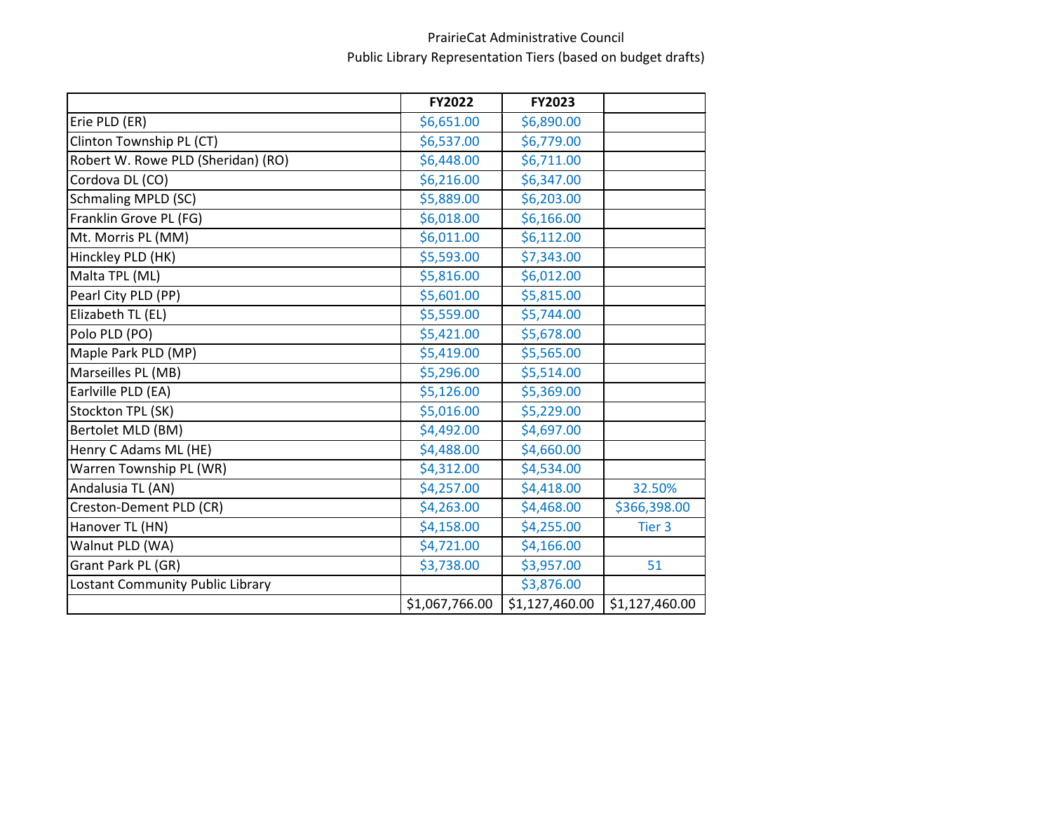PrairieCat Administrative Council

Public Library Representation Tiers (based on budget drafts)

| | FY2022 | FY2023 | |
|---|---|---|---|
| Erie PLD (ER) | $6,651.00 | $6,890.00 | |
| Clinton Township PL (CT) | $6,537.00 | $6,779.00 | |
| Robert W. Rowe PLD (Sheridan) (RO) | $6,448.00 | $6,711.00 | |
| Cordova DL (CO) | $6,216.00 | $6,347.00 | |
| Schmaling MPLD (SC) | $5,889.00 | $6,203.00 | |
| Franklin Grove PL (FG) | $6,018.00 | $6,166.00 | |
| Mt. Morris PL (MM) | $6,011.00 | $6,112.00 | |
| Hinckley PLD (HK) | $5,593.00 | $7,343.00 | |
| Malta TPL (ML) | $5,816.00 | $6,012.00 | |
| Pearl City PLD (PP) | $5,601.00 | $5,815.00 | |
| Elizabeth TL (EL) | $5,559.00 | $5,744.00 | |
| Polo PLD (PO) | $5,421.00 | $5,678.00 | |
| Maple Park PLD (MP) | $5,419.00 | $5,565.00 | |
| Marseilles PL (MB) | $5,296.00 | $5,514.00 | |
| Earlville PLD (EA) | $5,126.00 | $5,369.00 | |
| Stockton TPL (SK) | $5,016.00 | $5,229.00 | |
| Bertolet MLD (BM) | $4,492.00 | $4,697.00 | |
| Henry C Adams ML (HE) | $4,488.00 | $4,660.00 | |
| Warren Township PL (WR) | $4,312.00 | $4,534.00 | |
| Andalusia TL (AN) | $4,257.00 | $4,418.00 | 32.50% |
| Creston-Dement PLD (CR) | $4,263.00 | $4,468.00 | $366,398.00 |
| Hanover TL (HN) | $4,158.00 | $4,255.00 | Tier 3 |
| Walnut PLD (WA) | $4,721.00 | $4,166.00 | |
| Grant Park PL (GR) | $3,738.00 | $3,957.00 | 51 |
| Lostant Community Public Library | | $3,876.00 | |
| | $1,067,766.00 | $1,127,460.00 | $1,127,460.00 |